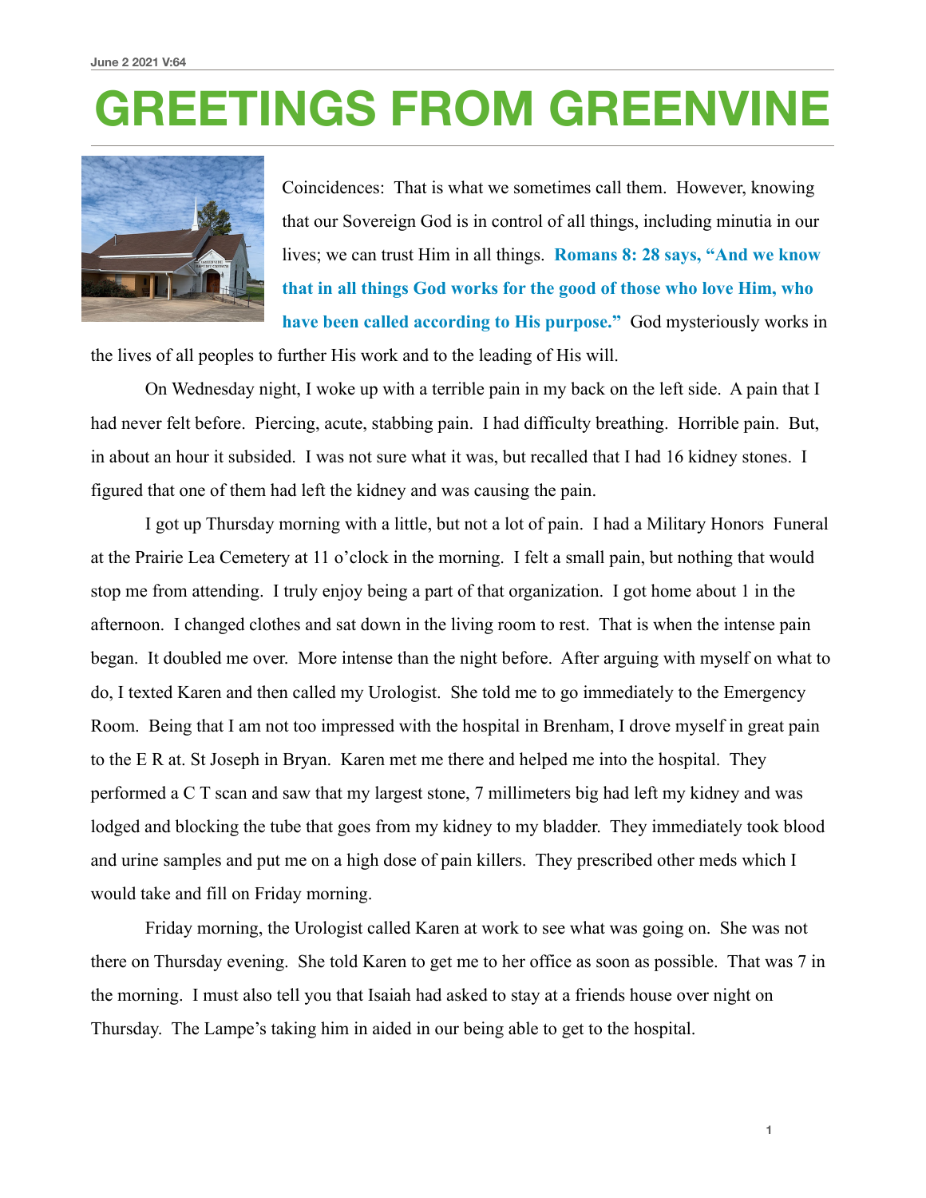June 2 2021 V:64

# GREETINGS FROM GREENVINE

Coincidences: That is what we sometimes call them. However, knowing that our Sovereign God is in control of all things, including minutia in our lives; we can trust Him in all things. **Romans 8: 28 says, "And we know that in all things God works for the good of those who love Him, who have been called according to His purpose."** God mysteriously works in the lives of all peoples to further His work and to the leading of His will.

On Wednesday night, I woke up with a terrible pain in my back on the left side. A pain that I had never felt before. Piercing, acute, stabbing pain. I had difficulty breathing. Horrible pain. But, in about an hour it subsided. I was not sure what it was, but recalled that I had 16 kidney stones. I figured that one of them had left the kidney and was causing the pain.

I got up Thursday morning with a little, but not a lot of pain. I had a Military Honors Funeral at the Prairie Lea Cemetery at 11 o'clock in the morning. I felt a small pain, but nothing that would stop me from attending. I truly enjoy being a part of that organization. I got home about 1 in the afternoon. I changed clothes and sat down in the living room to rest. That is when the intense pain began. It doubled me over. More intense than the night before. After arguing with myself on what to do, I texted Karen and then called my Urologist. She told me to go immediately to the Emergency Room. Being that I am not too impressed with the hospital in Brenham, I drove myself in great pain to the E R at. St Joseph in Bryan. Karen met me there and helped me into the hospital. They performed a C T scan and saw that my largest stone, 7 millimeters big had left my kidney and was lodged and blocking the tube that goes from my kidney to my bladder. They immediately took blood and urine samples and put me on a high dose of pain killers. They prescribed other meds which I would take and fill on Friday morning.

Friday morning, the Urologist called Karen at work to see what was going on. She was not there on Thursday evening. She told Karen to get me to her office as soon as possible. That was 7 in the morning. I must also tell you that Isaiah had asked to stay at a friends house over night on Thursday. The Lampe's taking him in aided in our being able to get to the hospital.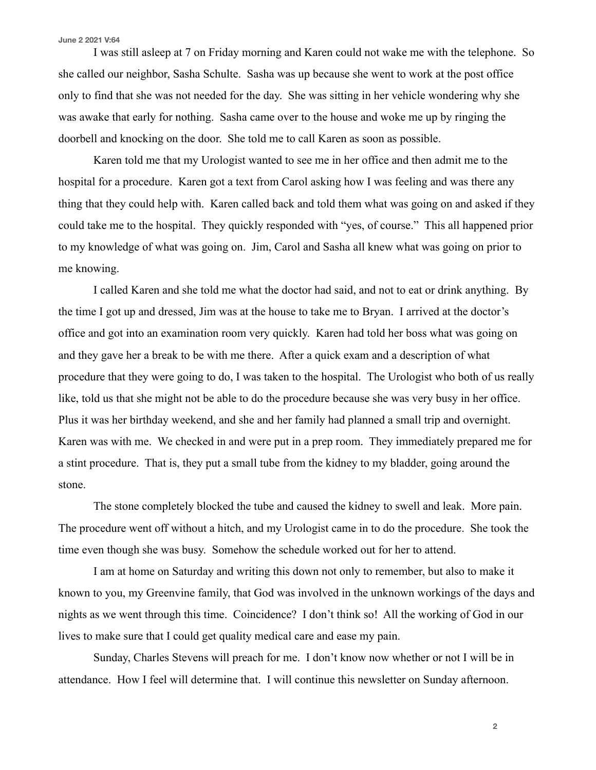I was still asleep at 7 on Friday morning and Karen could not wake me with the telephone. So she called our neighbor, Sasha Schulte. Sasha was up because she went to work at the post office only to find that she was not needed for the day. She was sitting in her vehicle wondering why she was awake that early for nothing. Sasha came over to the house and woke me up by ringing the doorbell and knocking on the door. She told me to call Karen as soon as possible.

Karen told me that my Urologist wanted to see me in her office and then admit me to the hospital for a procedure. Karen got a text from Carol asking how I was feeling and was there any thing that they could help with. Karen called back and told them what was going on and asked if they could take me to the hospital. They quickly responded with "yes, of course." This all happened prior to my knowledge of what was going on. Jim, Carol and Sasha all knew what was going on prior to me knowing.

I called Karen and she told me what the doctor had said, and not to eat or drink anything. By the time I got up and dressed, Jim was at the house to take me to Bryan. I arrived at the doctor's office and got into an examination room very quickly. Karen had told her boss what was going on and they gave her a break to be with me there. After a quick exam and a description of what procedure that they were going to do, I was taken to the hospital. The Urologist who both of us really like, told us that she might not be able to do the procedure because she was very busy in her office. Plus it was her birthday weekend, and she and her family had planned a small trip and overnight. Karen was with me. We checked in and were put in a prep room. They immediately prepared me for a stint procedure. That is, they put a small tube from the kidney to my bladder, going around the stone.

The stone completely blocked the tube and caused the kidney to swell and leak. More pain. The procedure went off without a hitch, and my Urologist came in to do the procedure. She took the time even though she was busy. Somehow the schedule worked out for her to attend.

I am at home on Saturday and writing this down not only to remember, but also to make it known to you, my Greenvine family, that God was involved in the unknown workings of the days and nights as we went through this time. Coincidence? I don't think so! All the working of God in our lives to make sure that I could get quality medical care and ease my pain.

Sunday, Charles Stevens will preach for me. I don't know now whether or not I will be in attendance. How I feel will determine that. I will continue this newsletter on Sunday afternoon.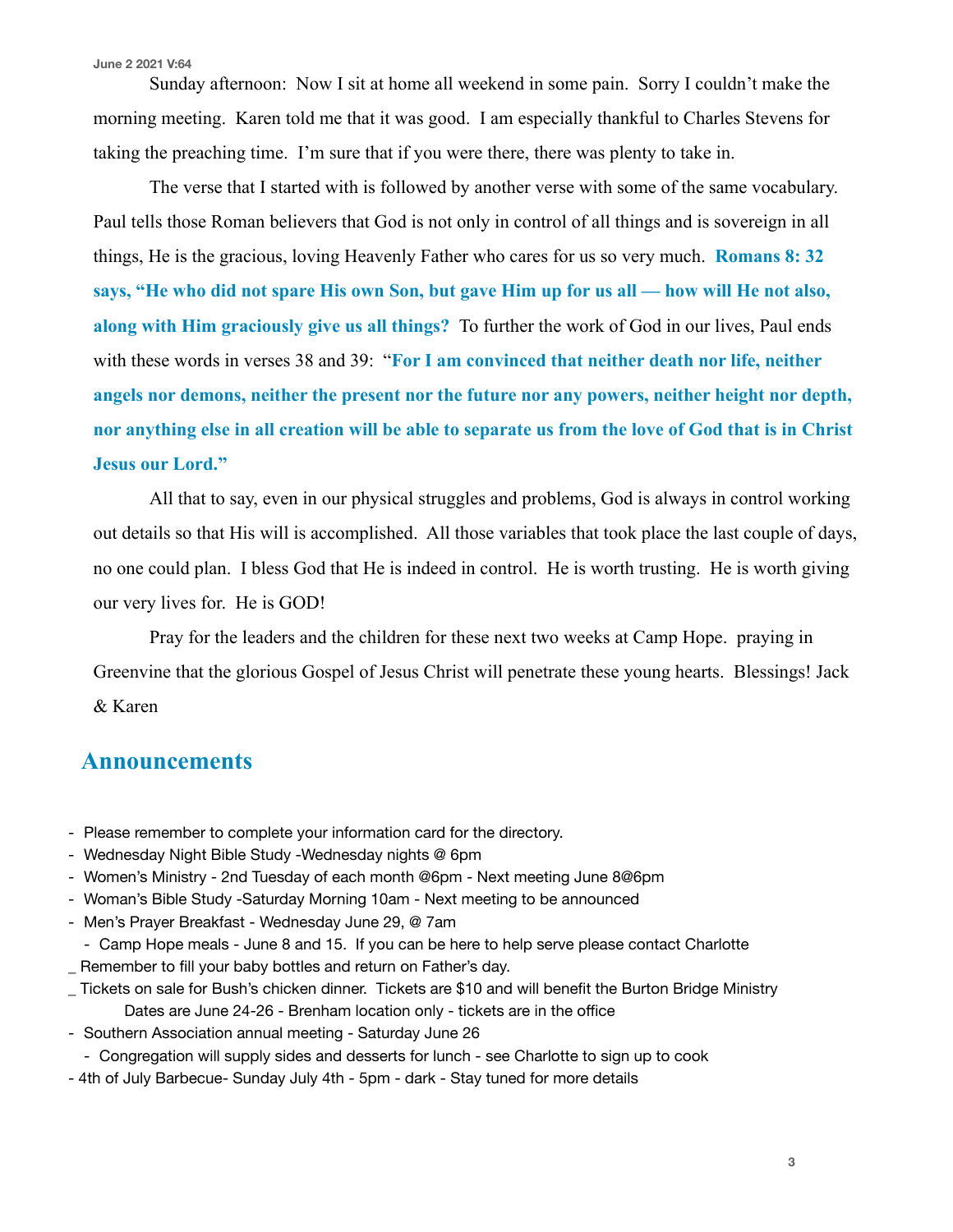Sunday afternoon: Now I sit at home all weekend in some pain. Sorry I couldn't make the morning meeting. Karen told me that it was good. I am especially thankful to Charles Stevens for taking the preaching time. I'm sure that if you were there, there was plenty to take in.

The verse that I started with is followed by another verse with some of the same vocabulary. Paul tells those Roman believers that God is not only in control of all things and is sovereign in all things, He is the gracious, loving Heavenly Father who cares for us so very much. **Romans 8: 32 says, "He who did not spare His own Son, but gave Him up for us all — how will He not also, along with Him graciously give us all things?** To further the work of God in our lives, Paul ends with these words in verses 38 and 39: "**For I am convinced that neither death nor life, neither angels nor demons, neither the present nor the future nor any powers, neither height nor depth, nor anything else in all creation will be able to separate us from the love of God that is in Christ Jesus our Lord."**

All that to say, even in our physical struggles and problems, God is always in control working out details so that His will is accomplished. All those variables that took place the last couple of days, no one could plan. I bless God that He is indeed in control. He is worth trusting. He is worth giving our very lives for. He is GOD!

Pray for the leaders and the children for these next two weeks at Camp Hope. praying in Greenvine that the glorious Gospel of Jesus Christ will penetrate these young hearts. Blessings! Jack & Karen

## Announcements

- Please remember to complete your information card for the directory.
- Wednesday Night Bible Study -Wednesday nights @ 6pm
- Women's Ministry - 2nd Tuesday of each month @6pm - Next meeting June 8@6pm
- Woman's Bible Study -Saturday Morning 10am - Next meeting to be announced
- Men's Prayer Breakfast - Wednesday June 29, @ 7am
  - Camp Hope meals - June 8 and 15. If you can be here to help serve please contact Charlotte
- Remember to fill your baby bottles and return on Father's day.
- Tickets on sale for Bush's chicken dinner. Tickets are $10 and will benefit the Burton Bridge Ministry
  Dates are June 24-26 - Brenham location only - tickets are in the office
- Southern Association annual meeting - Saturday June 26
  - Congregation will supply sides and desserts for lunch - see Charlotte to sign up to cook
- 4th of July Barbecue- Sunday July 4th - 5pm - dark - Stay tuned for more details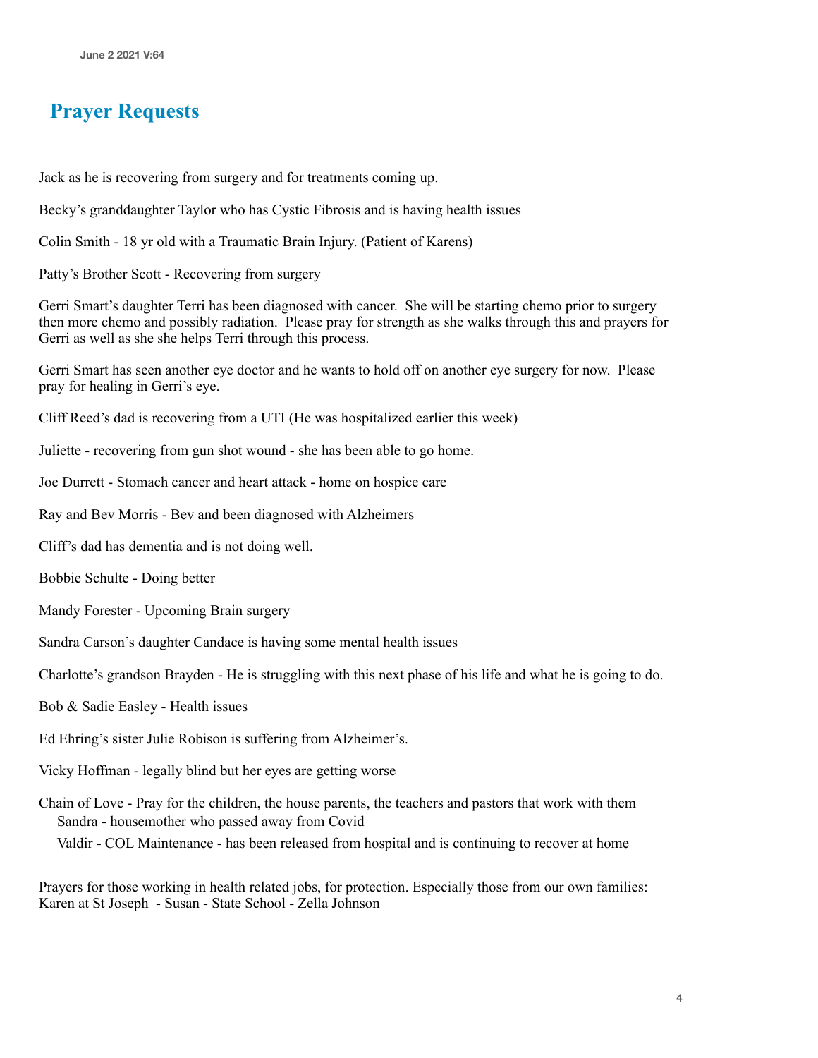## Prayer Requests

Jack as he is recovering from surgery and for treatments coming up.

Becky's granddaughter Taylor who has Cystic Fibrosis and is having health issues

Colin Smith - 18 yr old with a Traumatic Brain Injury. (Patient of Karens)

Patty's Brother Scott - Recovering from surgery

Gerri Smart's daughter Terri has been diagnosed with cancer. She will be starting chemo prior to surgery then more chemo and possibly radiation. Please pray for strength as she walks through this and prayers for Gerri as well as she she helps Terri through this process.

Gerri Smart has seen another eye doctor and he wants to hold off on another eye surgery for now. Please pray for healing in Gerri's eye.

Cliff Reed's dad is recovering from a UTI (He was hospitalized earlier this week)

Juliette - recovering from gun shot wound - she has been able to go home.

Joe Durrett - Stomach cancer and heart attack - home on hospice care

Ray and Bev Morris - Bev and been diagnosed with Alzheimers

Cliff's dad has dementia and is not doing well.

Bobbie Schulte - Doing better

Mandy Forester - Upcoming Brain surgery

Sandra Carson's daughter Candace is having some mental health issues

Charlotte's grandson Brayden - He is struggling with this next phase of his life and what he is going to do.

Bob & Sadie Easley - Health issues

Ed Ehring's sister Julie Robison is suffering from Alzheimer's.

Vicky Hoffman - legally blind but her eyes are getting worse

Chain of Love - Pray for the children, the house parents, the teachers and pastors that work with them
- Sandra - housemother who passed away from Covid
- Valdir - COL Maintenance - has been released from hospital and is continuing to recover at home

Prayers for those working in health related jobs, for protection. Especially those from our own families: Karen at St Joseph - Susan - State School - Zella Johnson